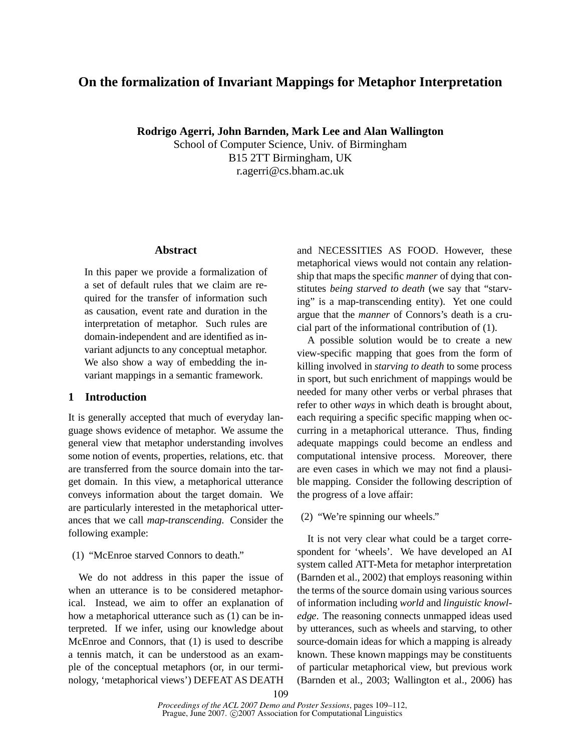# On the formalization of Invariant Mappings for Metaphor Interpretation

**Rodrigo Agerri, John Barnden, Mark Lee and Alan Wallington**
School of Computer Science, Univ. of Birmingham
B15 2TT Birmingham, UK
r.agerri@cs.bham.ac.uk

## Abstract

In this paper we provide a formalization of a set of default rules that we claim are required for the transfer of information such as causation, event rate and duration in the interpretation of metaphor. Such rules are domain-independent and are identified as invariant adjuncts to any conceptual metaphor. We also show a way of embedding the invariant mappings in a semantic framework.

## 1 Introduction

It is generally accepted that much of everyday language shows evidence of metaphor. We assume the general view that metaphor understanding involves some notion of events, properties, relations, etc. that are transferred from the source domain into the target domain. In this view, a metaphorical utterance conveys information about the target domain. We are particularly interested in the metaphorical utterances that we call *map-transcending*. Consider the following example:

(1) "McEnroe starved Connors to death."

We do not address in this paper the issue of when an utterance is to be considered metaphorical. Instead, we aim to offer an explanation of how a metaphorical utterance such as (1) can be interpreted. If we infer, using our knowledge about McEnroe and Connors, that (1) is used to describe a tennis match, it can be understood as an example of the conceptual metaphors (or, in our terminology, 'metaphorical views') DEFEAT AS DEATH and NECESSITIES AS FOOD. However, these metaphorical views would not contain any relationship that maps the specific *manner* of dying that constitutes *being starved to death* (we say that "starving" is a map-transcending entity). Yet one could argue that the *manner* of Connors's death is a crucial part of the informational contribution of (1).

A possible solution would be to create a new view-specific mapping that goes from the form of killing involved in *starving to death* to some process in sport, but such enrichment of mappings would be needed for many other verbs or verbal phrases that refer to other *ways* in which death is brought about, each requiring a specific specific mapping when occurring in a metaphorical utterance. Thus, finding adequate mappings could become an endless and computational intensive process. Moreover, there are even cases in which we may not find a plausible mapping. Consider the following description of the progress of a love affair:

(2) "We're spinning our wheels."

It is not very clear what could be a target correspondent for 'wheels'. We have developed an AI system called ATT-Meta for metaphor interpretation (Barnden et al., 2002) that employs reasoning within the terms of the source domain using various sources of information including *world* and *linguistic knowledge*. The reasoning connects unmapped ideas used by utterances, such as wheels and starving, to other source-domain ideas for which a mapping is already known. These known mappings may be constituents of particular metaphorical view, but previous work (Barnden et al., 2003; Wallington et al., 2006) has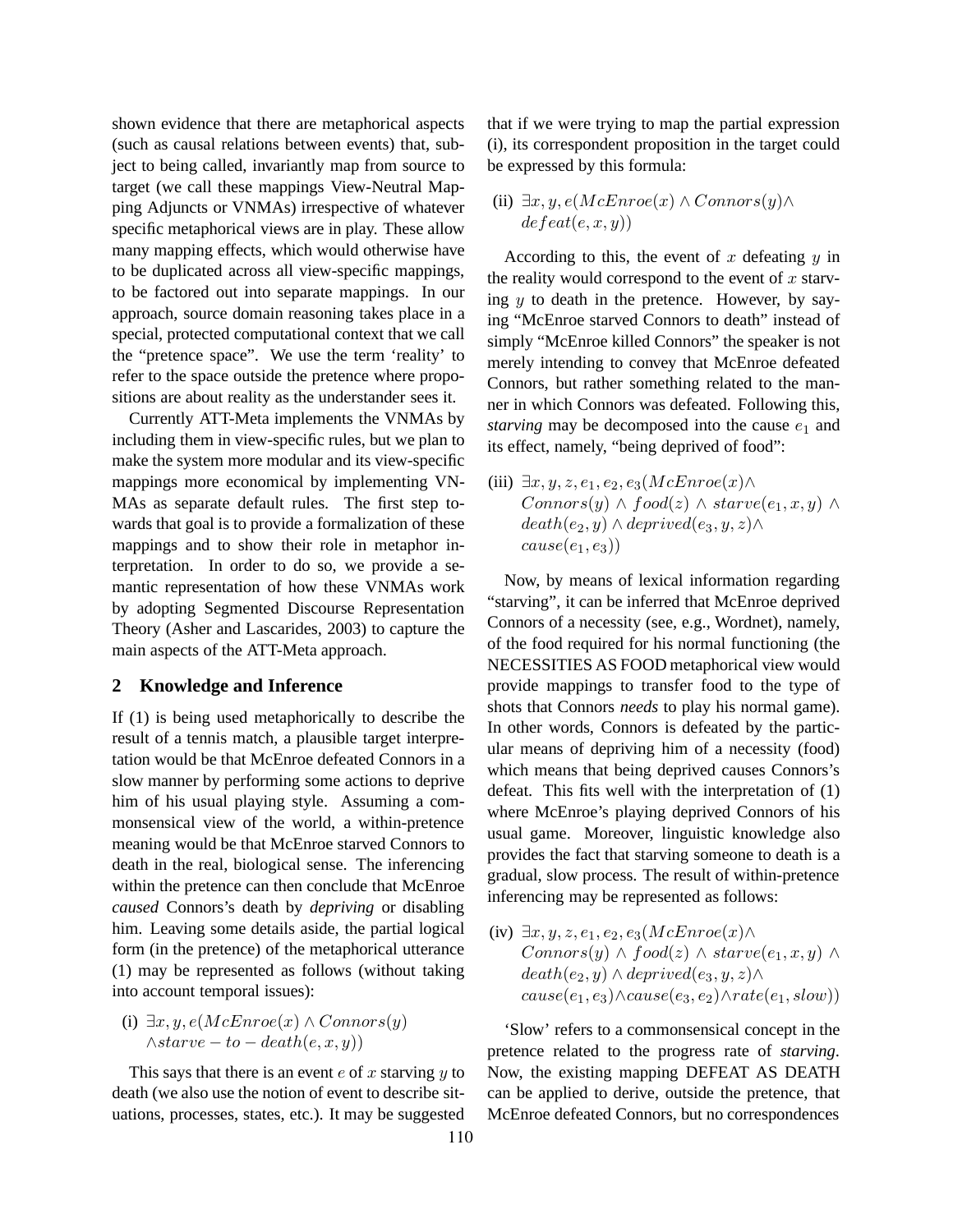shown evidence that there are metaphorical aspects (such as causal relations between events) that, subject to being called, invariantly map from source to target (we call these mappings View-Neutral Mapping Adjuncts or VNMAs) irrespective of whatever specific metaphorical views are in play. These allow many mapping effects, which would otherwise have to be duplicated across all view-specific mappings, to be factored out into separate mappings. In our approach, source domain reasoning takes place in a special, protected computational context that we call the "pretence space". We use the term 'reality' to refer to the space outside the pretence where propositions are about reality as the understander sees it.

Currently ATT-Meta implements the VNMAs by including them in view-specific rules, but we plan to make the system more modular and its view-specific mappings more economical by implementing VNMAs as separate default rules. The first step towards that goal is to provide a formalization of these mappings and to show their role in metaphor interpretation. In order to do so, we provide a semantic representation of how these VNMAs work by adopting Segmented Discourse Representation Theory (Asher and Lascarides, 2003) to capture the main aspects of the ATT-Meta approach.

## 2 Knowledge and Inference

If (1) is being used metaphorically to describe the result of a tennis match, a plausible target interpretation would be that McEnroe defeated Connors in a slow manner by performing some actions to deprive him of his usual playing style. Assuming a commonsensical view of the world, a within-pretence meaning would be that McEnroe starved Connors to death in the real, biological sense. The inferencing within the pretence can then conclude that McEnroe *caused* Connors's death by *depriving* or disabling him. Leaving some details aside, the partial logical form (in the pretence) of the metaphorical utterance (1) may be represented as follows (without taking into account temporal issues):

(i) $\exists x, y, e(McEnroe(x) \wedge Connors(y) \wedge starve-to-death(e, x, y))$

This says that there is an event $e$ of $x$ starving $y$ to death (we also use the notion of event to describe situations, processes, states, etc.). It may be suggested that if we were trying to map the partial expression (i), its correspondent proposition in the target could be expressed by this formula:

(ii) $\exists x, y, e(McEnroe(x) \wedge Connors(y) \wedge defeat(e, x, y))$

According to this, the event of $x$ defeating $y$ in the reality would correspond to the event of $x$ starving $y$ to death in the pretence. However, by saying "McEnroe starved Connors to death" instead of simply "McEnroe killed Connors" the speaker is not merely intending to convey that McEnroe defeated Connors, but rather something related to the manner in which Connors was defeated. Following this, *starving* may be decomposed into the cause $e_1$ and its effect, namely, "being deprived of food":

(iii) $\exists x, y, z, e_1, e_2, e_3(McEnroe(x) \wedge Connors(y) \wedge food(z) \wedge starve(e_1, x, y) \wedge death(e_2, y) \wedge deprived(e_3, y, z) \wedge cause(e_1, e_3))$

Now, by means of lexical information regarding "starving", it can be inferred that McEnroe deprived Connors of a necessity (see, e.g., Wordnet), namely, of the food required for his normal functioning (the NECESSITIES AS FOOD metaphorical view would provide mappings to transfer food to the type of shots that Connors *needs* to play his normal game). In other words, Connors is defeated by the particular means of depriving him of a necessity (food) which means that being deprived causes Connors's defeat. This fits well with the interpretation of (1) where McEnroe's playing deprived Connors of his usual game. Moreover, linguistic knowledge also provides the fact that starving someone to death is a gradual, slow process. The result of within-pretence inferencing may be represented as follows:

(iv) $\exists x, y, z, e_1, e_2, e_3(McEnroe(x) \wedge Connors(y) \wedge food(z) \wedge starve(e_1, x, y) \wedge death(e_2, y) \wedge deprived(e_3, y, z) \wedge cause(e_1, e_3) \wedge cause(e_3, e_2) \wedge rate(e_1, slow))$

'Slow' refers to a commonsensical concept in the pretence related to the progress rate of *starving*. Now, the existing mapping DEFEAT AS DEATH can be applied to derive, outside the pretence, that McEnroe defeated Connors, but no correspondences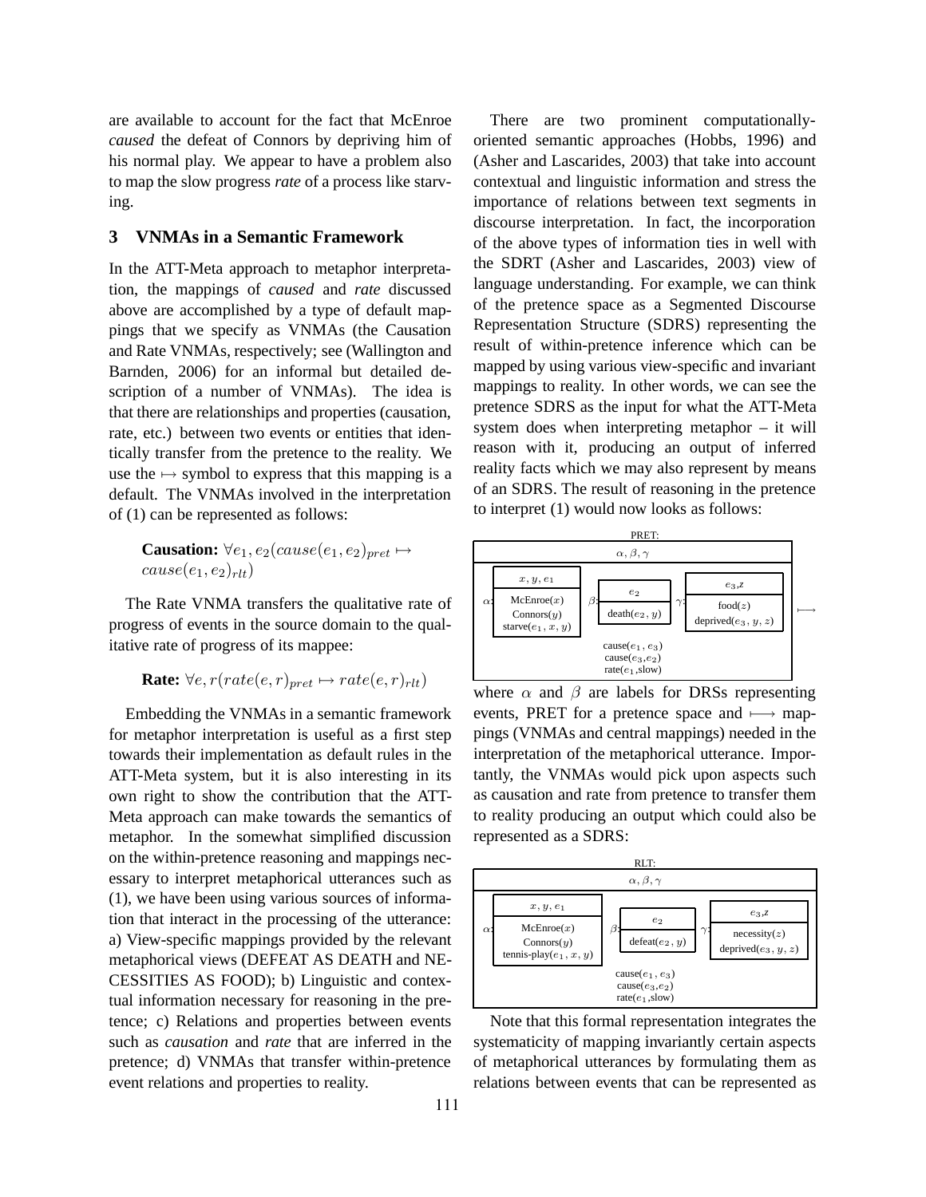are available to account for the fact that McEnroe *caused* the defeat of Connors by depriving him of his normal play. We appear to have a problem also to map the slow progress *rate* of a process like starving.

## 3 VNMAs in a Semantic Framework

In the ATT-Meta approach to metaphor interpretation, the mappings of *caused* and *rate* discussed above are accomplished by a type of default mappings that we specify as VNMAs (the Causation and Rate VNMAs, respectively; see (Wallington and Barnden, 2006) for an informal but detailed description of a number of VNMAs). The idea is that there are relationships and properties (causation, rate, etc.) between two events or entities that identically transfer from the pretence to the reality. We use the $\mapsto$ symbol to express that this mapping is a default. The VNMAs involved in the interpretation of (1) can be represented as follows:

**Causation:** $\forall e_1, e_2(cause(e_1, e_2)_{pret} \mapsto cause(e_1, e_2)_{rlt})$

The Rate VNMA transfers the qualitative rate of progress of events in the source domain to the qualitative rate of progress of its mappee:

**Rate:** $\forall e, r(rate(e, r)_{pret} \mapsto rate(e, r)_{rlt})$

Embedding the VNMAs in a semantic framework for metaphor interpretation is useful as a first step towards their implementation as default rules in the ATT-Meta system, but it is also interesting in its own right to show the contribution that the ATT-Meta approach can make towards the semantics of metaphor. In the somewhat simplified discussion on the within-pretence reasoning and mappings necessary to interpret metaphorical utterances such as (1), we have been using various sources of information that interact in the processing of the utterance: a) View-specific mappings provided by the relevant metaphorical views (DEFEAT AS DEATH and NECESSITIES AS FOOD); b) Linguistic and contextual information necessary for reasoning in the pretence; c) Relations and properties between events such as *causation* and *rate* that are inferred in the pretence; d) VNMAs that transfer within-pretence event relations and properties to reality.

There are two prominent computationally-oriented semantic approaches (Hobbs, 1996) and (Asher and Lascarides, 2003) that take into account contextual and linguistic information and stress the importance of relations between text segments in discourse interpretation. In fact, the incorporation of the above types of information ties in well with the SDRT (Asher and Lascarides, 2003) view of language understanding. For example, we can think of the pretence space as a Segmented Discourse Representation Structure (SDRS) representing the result of within-pretence inference which can be mapped by using various view-specific and invariant mappings to reality. In other words, we can see the pretence SDRS as the input for what the ATT-Meta system does when interpreting metaphor – it will reason with it, producing an output of inferred reality facts which we may also represent by means of an SDRS. The result of reasoning in the pretence to interpret (1) would now looks as follows:

PRET:

$\alpha, \beta, \gamma$

$\alpha$: [ $x, y, e_1$ | McEnroe($x$), Connors($y$), starve($e_1, x, y$) ]

$\beta$: [ $e_2$ | death($e_2, y$) ]

$\gamma$: [ $e_3, z$ | food($z$), deprived($e_3, y, z$) ]

cause($e_1, e_3$)
cause($e_3, e_2$)
rate($e_1$,slow)

$\longmapsto$

where $\alpha$ and $\beta$ are labels for DRSs representing events, PRET for a pretence space and $\longmapsto$ mappings (VNMAs and central mappings) needed in the interpretation of the metaphorical utterance. Importantly, the VNMAs would pick upon aspects such as causation and rate from pretence to transfer them to reality producing an output which could also be represented as a SDRS:

RLT:

$\alpha, \beta, \gamma$

$\alpha$: [ $x, y, e_1$ | McEnroe($x$), Connors($y$), tennis-play($e_1, x, y$) ]

$\beta$: [ $e_2$ | defeat($e_2, y$) ]

$\gamma$: [ $e_3, z$ | necessity($z$), deprived($e_3, y, z$) ]

cause($e_1, e_3$)
cause($e_3, e_2$)
rate($e_1$,slow)

Note that this formal representation integrates the systematicity of mapping invariantly certain aspects of metaphorical utterances by formulating them as relations between events that can be represented as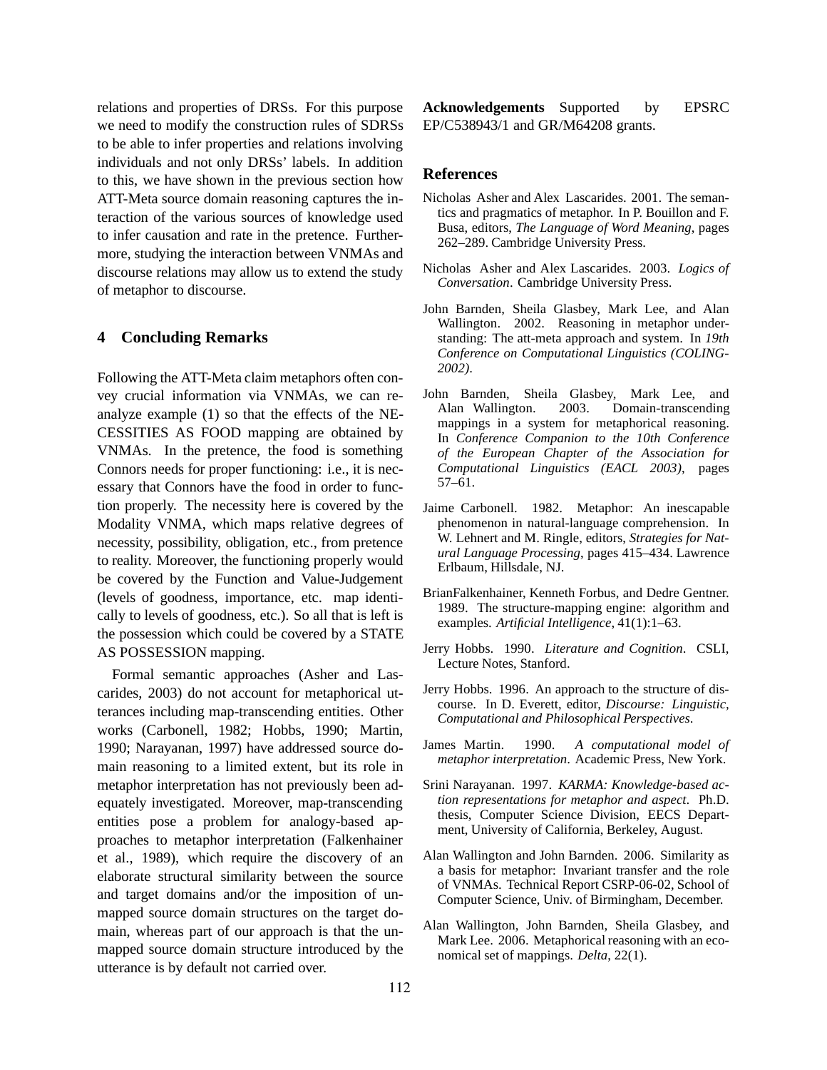relations and properties of DRSs. For this purpose we need to modify the construction rules of SDRSs to be able to infer properties and relations involving individuals and not only DRSs' labels. In addition to this, we have shown in the previous section how ATT-Meta source domain reasoning captures the interaction of the various sources of knowledge used to infer causation and rate in the pretence. Furthermore, studying the interaction between VNMAs and discourse relations may allow us to extend the study of metaphor to discourse.

## 4 Concluding Remarks

Following the ATT-Meta claim metaphors often convey crucial information via VNMAs, we can reanalyze example (1) so that the effects of the NECESSITIES AS FOOD mapping are obtained by VNMAs. In the pretence, the food is something Connors needs for proper functioning: i.e., it is necessary that Connors have the food in order to function properly. The necessity here is covered by the Modality VNMA, which maps relative degrees of necessity, possibility, obligation, etc., from pretence to reality. Moreover, the functioning properly would be covered by the Function and Value-Judgement (levels of goodness, importance, etc. map identically to levels of goodness, etc.). So all that is left is the possession which could be covered by a STATE AS POSSESSION mapping.

Formal semantic approaches (Asher and Lascarides, 2003) do not account for metaphorical utterances including map-transcending entities. Other works (Carbonell, 1982; Hobbs, 1990; Martin, 1990; Narayanan, 1997) have addressed source domain reasoning to a limited extent, but its role in metaphor interpretation has not previously been adequately investigated. Moreover, map-transcending entities pose a problem for analogy-based approaches to metaphor interpretation (Falkenhainer et al., 1989), which require the discovery of an elaborate structural similarity between the source and target domains and/or the imposition of unmapped source domain structures on the target domain, whereas part of our approach is that the unmapped source domain structure introduced by the utterance is by default not carried over.

**Acknowledgements** Supported by EPSRC EP/C538943/1 and GR/M64208 grants.

## References

Nicholas Asher and Alex Lascarides. 2001. The semantics and pragmatics of metaphor. In P. Bouillon and F. Busa, editors, *The Language of Word Meaning*, pages 262–289. Cambridge University Press.

Nicholas Asher and Alex Lascarides. 2003. *Logics of Conversation*. Cambridge University Press.

John Barnden, Sheila Glasbey, Mark Lee, and Alan Wallington. 2002. Reasoning in metaphor understanding: The att-meta approach and system. In *19th Conference on Computational Linguistics (COLING-2002)*.

John Barnden, Sheila Glasbey, Mark Lee, and Alan Wallington. 2003. Domain-transcending mappings in a system for metaphorical reasoning. In *Conference Companion to the 10th Conference of the European Chapter of the Association for Computational Linguistics (EACL 2003)*, pages 57–61.

Jaime Carbonell. 1982. Metaphor: An inescapable phenomenon in natural-language comprehension. In W. Lehnert and M. Ringle, editors, *Strategies for Natural Language Processing*, pages 415–434. Lawrence Erlbaum, Hillsdale, NJ.

BrianFalkenhainer, Kenneth Forbus, and Dedre Gentner. 1989. The structure-mapping engine: algorithm and examples. *Artificial Intelligence*, 41(1):1–63.

Jerry Hobbs. 1990. *Literature and Cognition*. CSLI, Lecture Notes, Stanford.

Jerry Hobbs. 1996. An approach to the structure of discourse. In D. Everett, editor, *Discourse: Linguistic, Computational and Philosophical Perspectives*.

James Martin. 1990. *A computational model of metaphor interpretation*. Academic Press, New York.

Srini Narayanan. 1997. *KARMA: Knowledge-based action representations for metaphor and aspect*. Ph.D. thesis, Computer Science Division, EECS Department, University of California, Berkeley, August.

Alan Wallington and John Barnden. 2006. Similarity as a basis for metaphor: Invariant transfer and the role of VNMAs. Technical Report CSRP-06-02, School of Computer Science, Univ. of Birmingham, December.

Alan Wallington, John Barnden, Sheila Glasbey, and Mark Lee. 2006. Metaphorical reasoning with an economical set of mappings. *Delta*, 22(1).